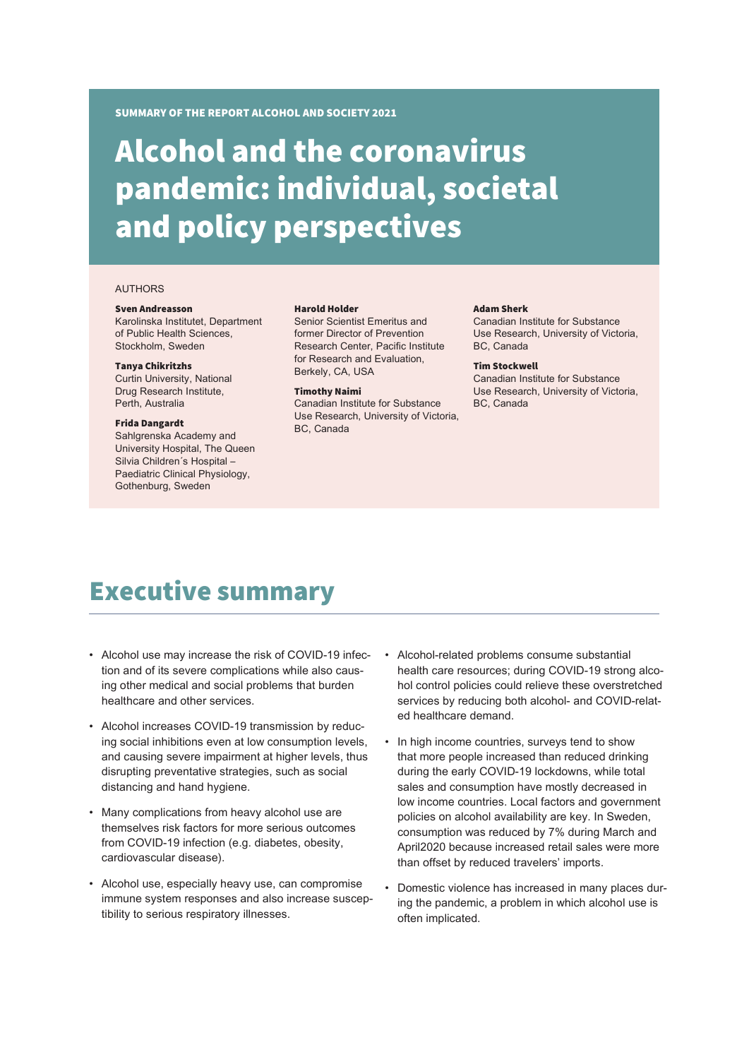SUMMARY OF THE REPORT ALCOHOL AND SOCIETY 2021

# Alcohol and the coronavirus pandemic: individual, societal and policy perspectives

AUTHORS

**Sven Andreasson**
Karolinska Institutet, Department of Public Health Sciences, Stockholm, Sweden

**Tanya Chikritzhs**
Curtin University, National Drug Research Institute, Perth, Australia

**Frida Dangardt**
Sahlgrenska Academy and University Hospital, The Queen Silvia Children´s Hospital – Paediatric Clinical Physiology, Gothenburg, Sweden

**Harold Holder**
Senior Scientist Emeritus and former Director of Prevention Research Center, Pacific Institute for Research and Evaluation, Berkely, CA, USA

**Timothy Naimi**
Canadian Institute for Substance Use Research, University of Victoria, BC, Canada

**Adam Sherk**
Canadian Institute for Substance Use Research, University of Victoria, BC, Canada

**Tim Stockwell**
Canadian Institute for Substance Use Research, University of Victoria, BC, Canada

## Executive summary

- Alcohol use may increase the risk of COVID-19 infection and of its severe complications while also causing other medical and social problems that burden healthcare and other services.
- Alcohol increases COVID-19 transmission by reducing social inhibitions even at low consumption levels, and causing severe impairment at higher levels, thus disrupting preventative strategies, such as social distancing and hand hygiene.
- Many complications from heavy alcohol use are themselves risk factors for more serious outcomes from COVID-19 infection (e.g. diabetes, obesity, cardiovascular disease).
- Alcohol use, especially heavy use, can compromise immune system responses and also increase susceptibility to serious respiratory illnesses.
- Alcohol-related problems consume substantial health care resources; during COVID-19 strong alcohol control policies could relieve these overstretched services by reducing both alcohol- and COVID-related healthcare demand.
- In high income countries, surveys tend to show that more people increased than reduced drinking during the early COVID-19 lockdowns, while total sales and consumption have mostly decreased in low income countries. Local factors and government policies on alcohol availability are key. In Sweden, consumption was reduced by 7% during March and April2020 because increased retail sales were more than offset by reduced travelers' imports.
- Domestic violence has increased in many places during the pandemic, a problem in which alcohol use is often implicated.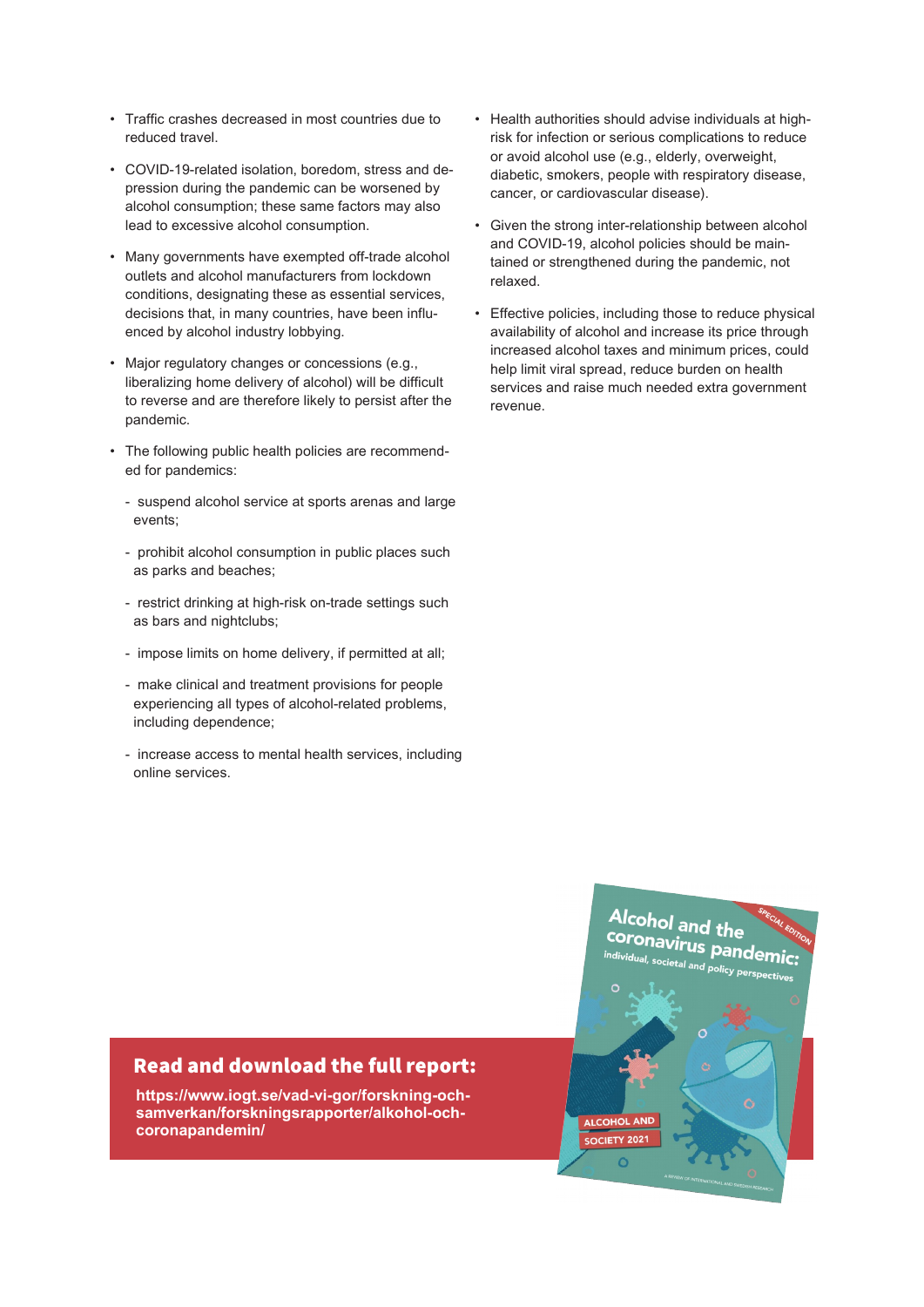- Traffic crashes decreased in most countries due to reduced travel.
- COVID-19-related isolation, boredom, stress and depression during the pandemic can be worsened by alcohol consumption; these same factors may also lead to excessive alcohol consumption.
- Many governments have exempted off-trade alcohol outlets and alcohol manufacturers from lockdown conditions, designating these as essential services, decisions that, in many countries, have been influenced by alcohol industry lobbying.
- Major regulatory changes or concessions (e.g., liberalizing home delivery of alcohol) will be difficult to reverse and are therefore likely to persist after the pandemic.
- The following public health policies are recommended for pandemics:
  - suspend alcohol service at sports arenas and large events;
  - prohibit alcohol consumption in public places such as parks and beaches;
  - restrict drinking at high-risk on-trade settings such as bars and nightclubs;
  - impose limits on home delivery, if permitted at all;
  - make clinical and treatment provisions for people experiencing all types of alcohol-related problems, including dependence;
  - increase access to mental health services, including online services.
- Health authorities should advise individuals at high-risk for infection or serious complications to reduce or avoid alcohol use (e.g., elderly, overweight, diabetic, smokers, people with respiratory disease, cancer, or cardiovascular disease).
- Given the strong inter-relationship between alcohol and COVID-19, alcohol policies should be maintained or strengthened during the pandemic, not relaxed.
- Effective policies, including those to reduce physical availability of alcohol and increase its price through increased alcohol taxes and minimum prices, could help limit viral spread, reduce burden on health services and raise much needed extra government revenue.

## Read and download the full report:

**https://www.iogt.se/vad-vi-gor/forskning-och-samverkan/forskningsrapporter/alkohol-och-coronapandemin/**

Alcohol and the coronavirus pandemic: individual, societal and policy perspectives

SPECIAL EDITION

ALCOHOL AND SOCIETY 2021

A REVIEW OF INTERNATIONAL AND SWEDISH RESEARCH